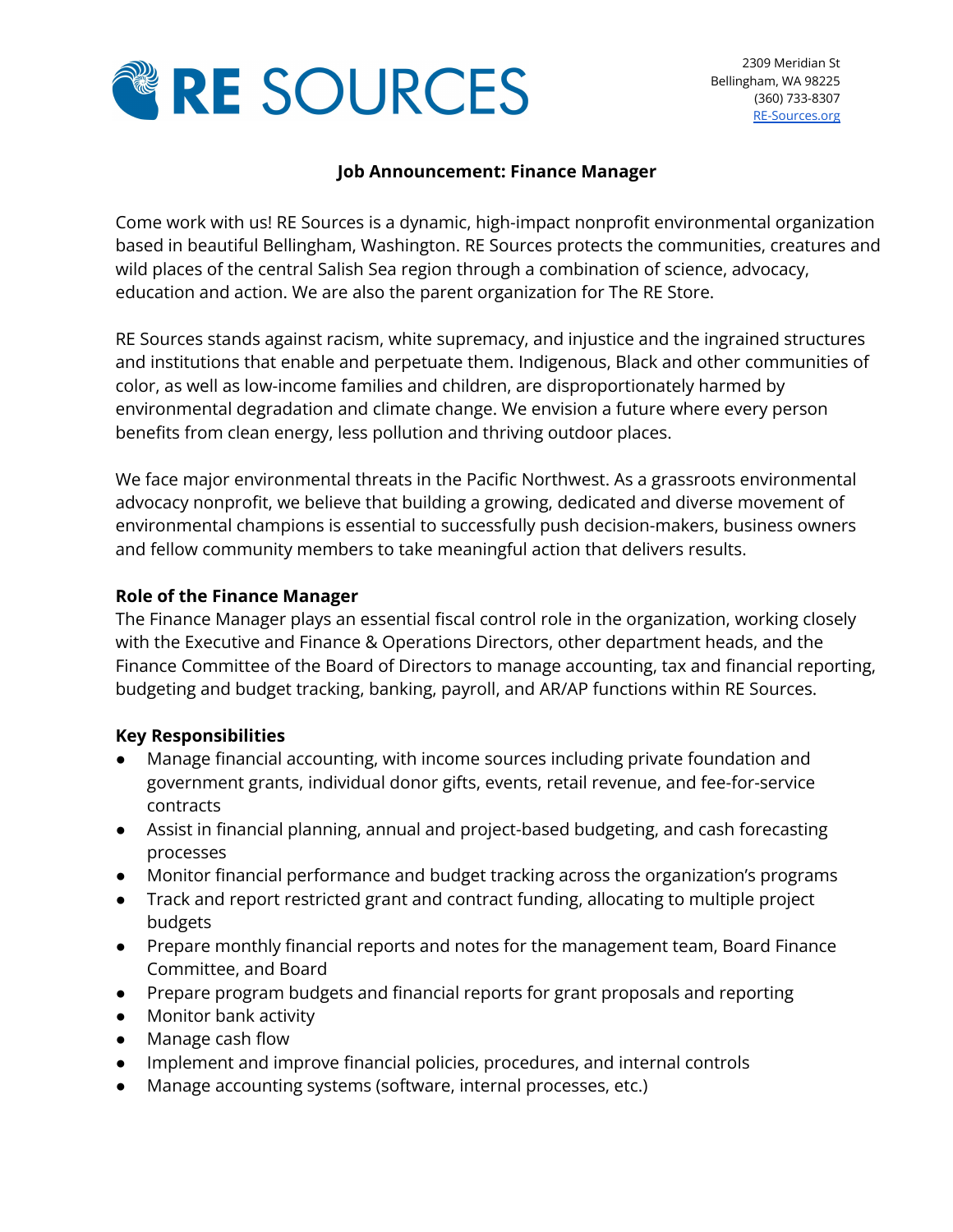# RE SOURCES

2309 Meridian St
Bellingham, WA 98225
(360) 733-8307
RE-Sources.org

## Job Announcement: Finance Manager

Come work with us! RE Sources is a dynamic, high-impact nonprofit environmental organization based in beautiful Bellingham, Washington. RE Sources protects the communities, creatures and wild places of the central Salish Sea region through a combination of science, advocacy, education and action. We are also the parent organization for The RE Store.

RE Sources stands against racism, white supremacy, and injustice and the ingrained structures and institutions that enable and perpetuate them. Indigenous, Black and other communities of color, as well as low-income families and children, are disproportionately harmed by environmental degradation and climate change. We envision a future where every person benefits from clean energy, less pollution and thriving outdoor places.

We face major environmental threats in the Pacific Northwest. As a grassroots environmental advocacy nonprofit, we believe that building a growing, dedicated and diverse movement of environmental champions is essential to successfully push decision-makers, business owners and fellow community members to take meaningful action that delivers results.

### Role of the Finance Manager

The Finance Manager plays an essential fiscal control role in the organization, working closely with the Executive and Finance & Operations Directors, other department heads, and the Finance Committee of the Board of Directors to manage accounting, tax and financial reporting, budgeting and budget tracking, banking, payroll, and AR/AP functions within RE Sources.

### Key Responsibilities

- Manage financial accounting, with income sources including private foundation and government grants, individual donor gifts, events, retail revenue, and fee-for-service contracts
- Assist in financial planning, annual and project-based budgeting, and cash forecasting processes
- Monitor financial performance and budget tracking across the organization's programs
- Track and report restricted grant and contract funding, allocating to multiple project budgets
- Prepare monthly financial reports and notes for the management team, Board Finance Committee, and Board
- Prepare program budgets and financial reports for grant proposals and reporting
- Monitor bank activity
- Manage cash flow
- Implement and improve financial policies, procedures, and internal controls
- Manage accounting systems (software, internal processes, etc.)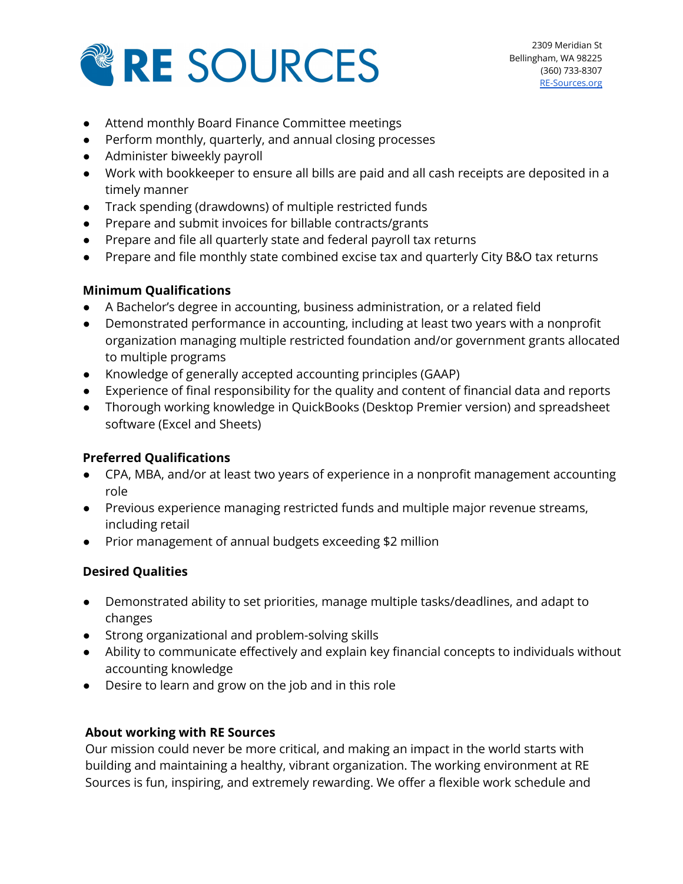- Attend monthly Board Finance Committee meetings
- Perform monthly, quarterly, and annual closing processes
- Administer biweekly payroll
- Work with bookkeeper to ensure all bills are paid and all cash receipts are deposited in a timely manner
- Track spending (drawdowns) of multiple restricted funds
- Prepare and submit invoices for billable contracts/grants
- Prepare and file all quarterly state and federal payroll tax returns
- Prepare and file monthly state combined excise tax and quarterly City B&O tax returns

**Minimum Qualifications**

- A Bachelor's degree in accounting, business administration, or a related field
- Demonstrated performance in accounting, including at least two years with a nonprofit organization managing multiple restricted foundation and/or government grants allocated to multiple programs
- Knowledge of generally accepted accounting principles (GAAP)
- Experience of final responsibility for the quality and content of financial data and reports
- Thorough working knowledge in QuickBooks (Desktop Premier version) and spreadsheet software (Excel and Sheets)

**Preferred Qualifications**

- CPA, MBA, and/or at least two years of experience in a nonprofit management accounting role
- Previous experience managing restricted funds and multiple major revenue streams, including retail
- Prior management of annual budgets exceeding $2 million

**Desired Qualities**

- Demonstrated ability to set priorities, manage multiple tasks/deadlines, and adapt to changes
- Strong organizational and problem-solving skills
- Ability to communicate effectively and explain key financial concepts to individuals without accounting knowledge
- Desire to learn and grow on the job and in this role

**About working with RE Sources**

Our mission could never be more critical, and making an impact in the world starts with building and maintaining a healthy, vibrant organization. The working environment at RE Sources is fun, inspiring, and extremely rewarding. We offer a flexible work schedule and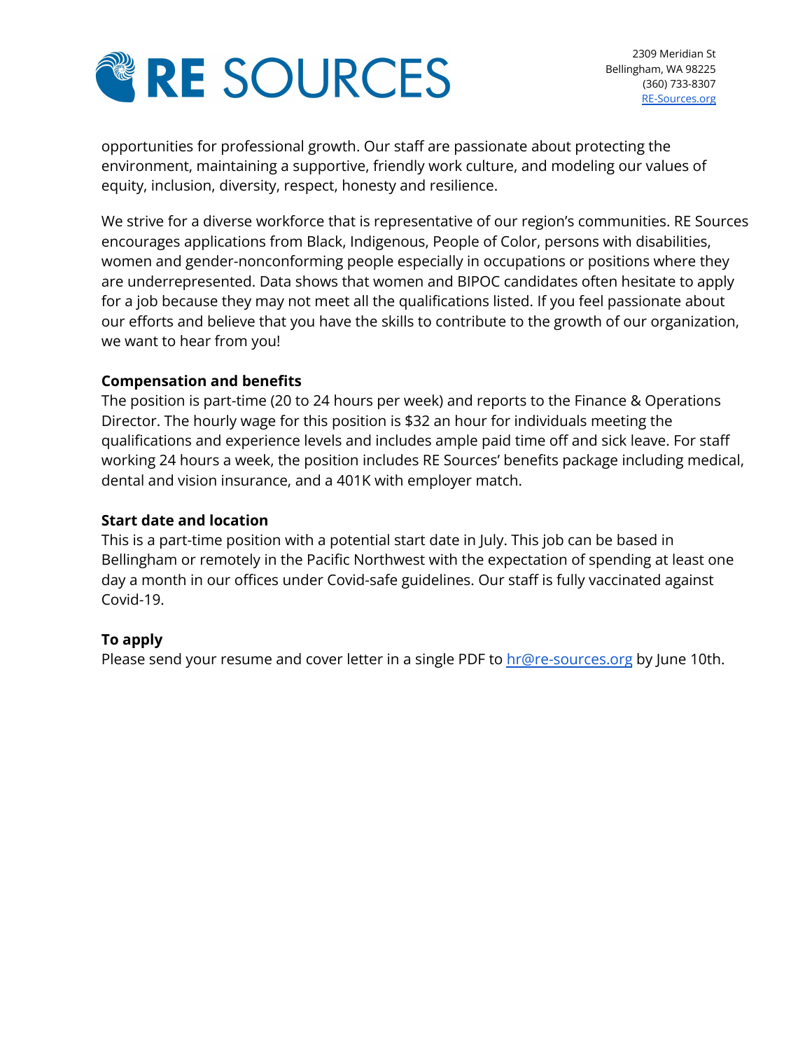opportunities for professional growth. Our staff are passionate about protecting the environment, maintaining a supportive, friendly work culture, and modeling our values of equity, inclusion, diversity, respect, honesty and resilience.

We strive for a diverse workforce that is representative of our region's communities. RE Sources encourages applications from Black, Indigenous, People of Color, persons with disabilities, women and gender-nonconforming people especially in occupations or positions where they are underrepresented. Data shows that women and BIPOC candidates often hesitate to apply for a job because they may not meet all the qualifications listed. If you feel passionate about our efforts and believe that you have the skills to contribute to the growth of our organization, we want to hear from you!

**Compensation and benefits**

The position is part-time (20 to 24 hours per week) and reports to the Finance & Operations Director. The hourly wage for this position is $32 an hour for individuals meeting the qualifications and experience levels and includes ample paid time off and sick leave. For staff working 24 hours a week, the position includes RE Sources' benefits package including medical, dental and vision insurance, and a 401K with employer match.

**Start date and location**

This is a part-time position with a potential start date in July. This job can be based in Bellingham or remotely in the Pacific Northwest with the expectation of spending at least one day a month in our offices under Covid-safe guidelines. Our staff is fully vaccinated against Covid-19.

**To apply**

Please send your resume and cover letter in a single PDF to hr@re-sources.org by June 10th.